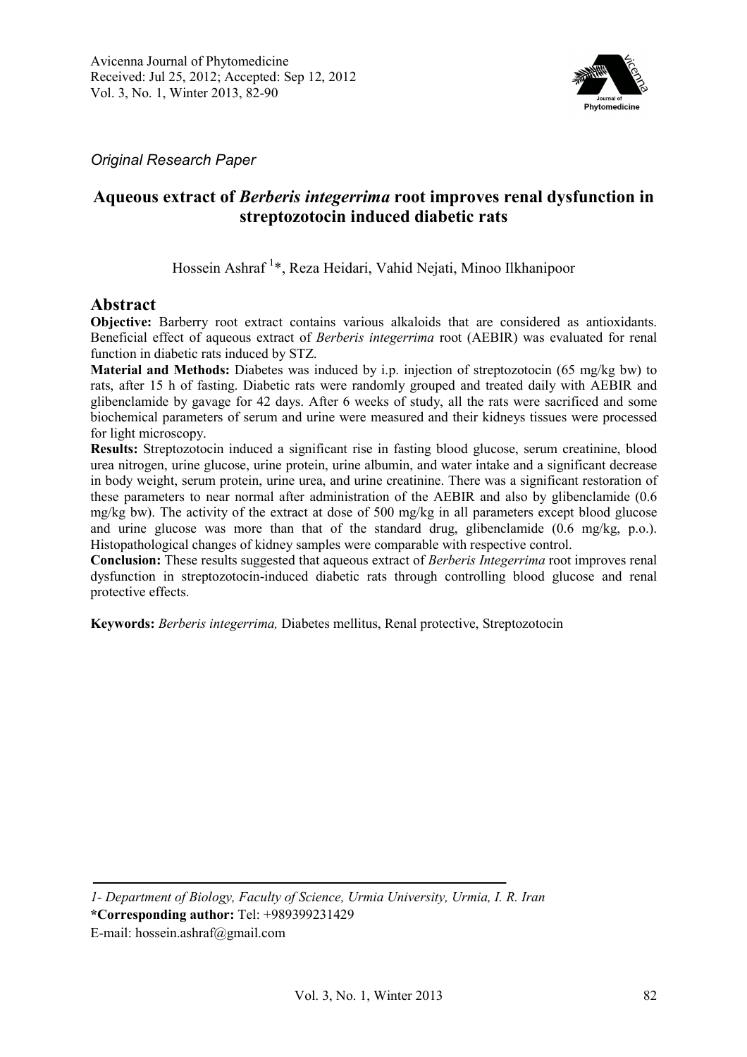Avicenna Journal of Phytomedicine
Received: Jul 25, 2012; Accepted: Sep 12, 2012

*Original Research Paper*

# Aqueous extract of *Berberis integerrima* root improves renal dysfunction in streptozotocin induced diabetic rats

Hossein Ashraf [1]*, Reza Heidari, Vahid Nejati, Minoo Ilkhanipoor

## Abstract

**Objective:** Barberry root extract contains various alkaloids that are considered as antioxidants. Beneficial effect of aqueous extract of *Berberis integerrima* root (AEBIR) was evaluated for renal function in diabetic rats induced by STZ.

**Material and Methods:** Diabetes was induced by i.p. injection of streptozotocin (65 mg/kg bw) to rats, after 15 h of fasting. Diabetic rats were randomly grouped and treated daily with AEBIR and glibenclamide by gavage for 42 days. After 6 weeks of study, all the rats were sacrificed and some biochemical parameters of serum and urine were measured and their kidneys tissues were processed for light microscopy.

**Results:** Streptozotocin induced a significant rise in fasting blood glucose, serum creatinine, blood urea nitrogen, urine glucose, urine protein, urine albumin, and water intake and a significant decrease in body weight, serum protein, urine urea, and urine creatinine. There was a significant restoration of these parameters to near normal after administration of the AEBIR and also by glibenclamide (0.6 mg/kg bw). The activity of the extract at dose of 500 mg/kg in all parameters except blood glucose and urine glucose was more than that of the standard drug, glibenclamide (0.6 mg/kg, p.o.). Histopathological changes of kidney samples were comparable with respective control.

**Conclusion:** These results suggested that aqueous extract of *Berberis Integerrima* root improves renal dysfunction in streptozotocin-induced diabetic rats through controlling blood glucose and renal protective effects.

**Keywords:** *Berberis integerrima,* Diabetes mellitus, Renal protective, Streptozotocin

---

*1- Department of Biology, Faculty of Science, Urmia University, Urmia, I. R. Iran*

**\*Corresponding author:** Tel: +989399231429

E-mail: hossein.ashraf@gmail.com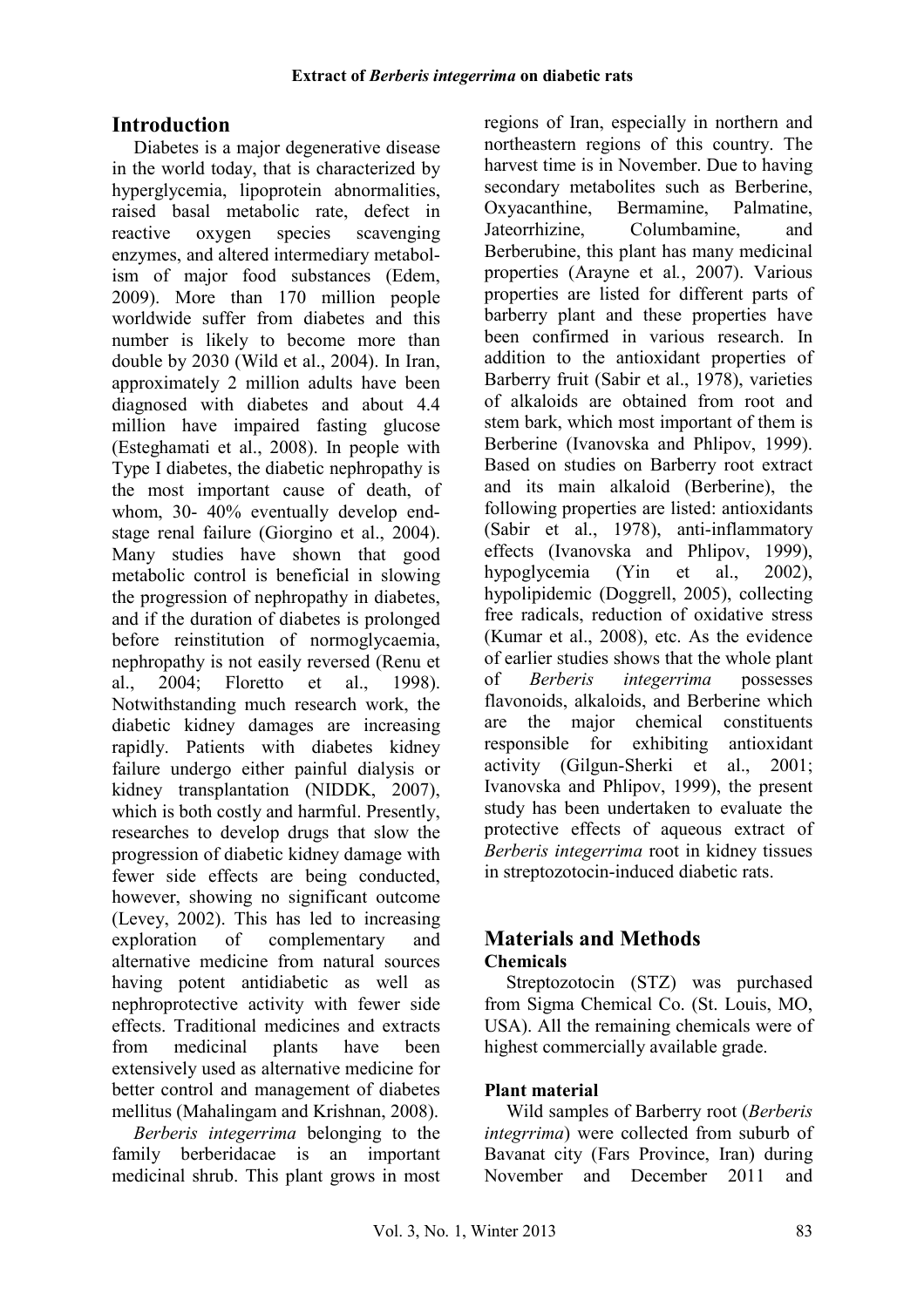## Introduction

Diabetes is a major degenerative disease in the world today, that is characterized by hyperglycemia, lipoprotein abnormalities, raised basal metabolic rate, defect in reactive oxygen species scavenging enzymes, and altered intermediary metabolism of major food substances (Edem, 2009). More than 170 million people worldwide suffer from diabetes and this number is likely to become more than double by 2030 (Wild et al., 2004). In Iran, approximately 2 million adults have been diagnosed with diabetes and about 4.4 million have impaired fasting glucose (Esteghamati et al., 2008). In people with Type I diabetes, the diabetic nephropathy is the most important cause of death, of whom, 30- 40% eventually develop end-stage renal failure (Giorgino et al., 2004). Many studies have shown that good metabolic control is beneficial in slowing the progression of nephropathy in diabetes, and if the duration of diabetes is prolonged before reinstitution of normoglycaemia, nephropathy is not easily reversed (Renu et al., 2004; Floretto et al., 1998). Notwithstanding much research work, the diabetic kidney damages are increasing rapidly. Patients with diabetes kidney failure undergo either painful dialysis or kidney transplantation (NIDDK, 2007), which is both costly and harmful. Presently, researches to develop drugs that slow the progression of diabetic kidney damage with fewer side effects are being conducted, however, showing no significant outcome (Levey, 2002). This has led to increasing exploration of complementary and alternative medicine from natural sources having potent antidiabetic as well as nephroprotective activity with fewer side effects. Traditional medicines and extracts from medicinal plants have been extensively used as alternative medicine for better control and management of diabetes mellitus (Mahalingam and Krishnan, 2008).

*Berberis integerrima* belonging to the family berberidacae is an important medicinal shrub. This plant grows in most regions of Iran, especially in northern and northeastern regions of this country. The harvest time is in November. Due to having secondary metabolites such as Berberine, Oxyacanthine, Bermamine, Palmatine, Jateorrhizine, Columbamine, and Berberubine, this plant has many medicinal properties (Arayne et al., 2007). Various properties are listed for different parts of barberry plant and these properties have been confirmed in various research. In addition to the antioxidant properties of Barberry fruit (Sabir et al., 1978), varieties of alkaloids are obtained from root and stem bark, which most important of them is Berberine (Ivanovska and Phlipov, 1999). Based on studies on Barberry root extract and its main alkaloid (Berberine), the following properties are listed: antioxidants (Sabir et al., 1978), anti-inflammatory effects (Ivanovska and Phlipov, 1999), hypoglycemia (Yin et al., 2002), hypolipidemic (Doggrell, 2005), collecting free radicals, reduction of oxidative stress (Kumar et al., 2008), etc. As the evidence of earlier studies shows that the whole plant of *Berberis integerrima* possesses flavonoids, alkaloids, and Berberine which are the major chemical constituents responsible for exhibiting antioxidant activity (Gilgun-Sherki et al., 2001; Ivanovska and Phlipov, 1999), the present study has been undertaken to evaluate the protective effects of aqueous extract of *Berberis integerrima* root in kidney tissues in streptozotocin-induced diabetic rats.

## Materials and Methods

### Chemicals

Streptozotocin (STZ) was purchased from Sigma Chemical Co. (St. Louis, MO, USA). All the remaining chemicals were of highest commercially available grade.

### Plant material

Wild samples of Barberry root (*Berberis integrrima*) were collected from suburb of Bavanat city (Fars Province, Iran) during November and December 2011 and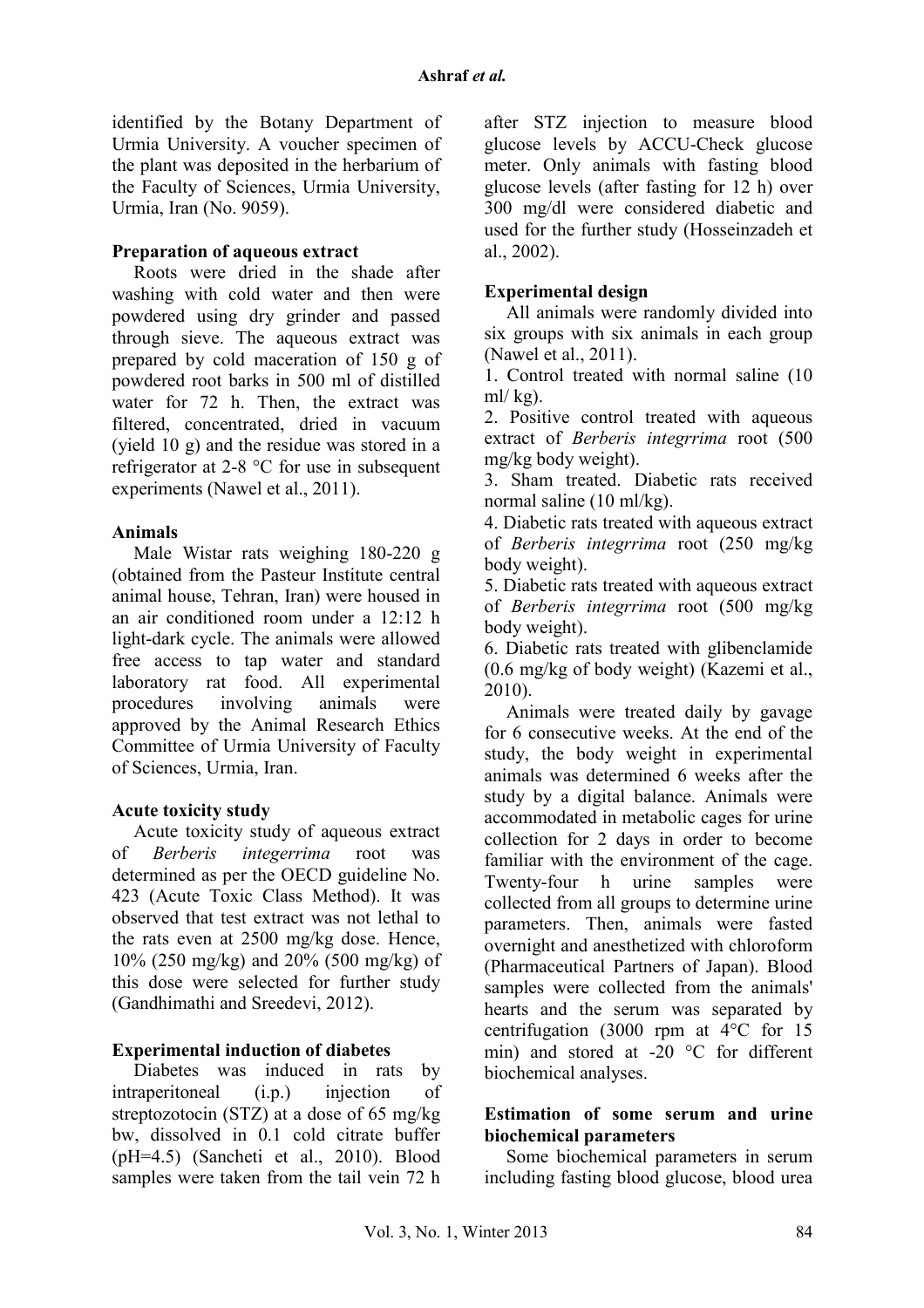identified by the Botany Department of Urmia University. A voucher specimen of the plant was deposited in the herbarium of the Faculty of Sciences, Urmia University, Urmia, Iran (No. 9059).

### Preparation of aqueous extract

Roots were dried in the shade after washing with cold water and then were powdered using dry grinder and passed through sieve. The aqueous extract was prepared by cold maceration of 150 g of powdered root barks in 500 ml of distilled water for 72 h. Then, the extract was filtered, concentrated, dried in vacuum (yield 10 g) and the residue was stored in a refrigerator at 2-8 °C for use in subsequent experiments (Nawel et al., 2011).

### Animals

Male Wistar rats weighing 180-220 g (obtained from the Pasteur Institute central animal house, Tehran, Iran) were housed in an air conditioned room under a 12:12 h light-dark cycle. The animals were allowed free access to tap water and standard laboratory rat food. All experimental procedures involving animals were approved by the Animal Research Ethics Committee of Urmia University of Faculty of Sciences, Urmia, Iran.

### Acute toxicity study

Acute toxicity study of aqueous extract of *Berberis integerrima* root was determined as per the OECD guideline No. 423 (Acute Toxic Class Method). It was observed that test extract was not lethal to the rats even at 2500 mg/kg dose. Hence, 10% (250 mg/kg) and 20% (500 mg/kg) of this dose were selected for further study (Gandhimathi and Sreedevi, 2012).

### Experimental induction of diabetes

Diabetes was induced in rats by intraperitoneal (i.p.) injection of streptozotocin (STZ) at a dose of 65 mg/kg bw, dissolved in 0.1 cold citrate buffer (pH=4.5) (Sancheti et al., 2010). Blood samples were taken from the tail vein 72 h after STZ injection to measure blood glucose levels by ACCU-Check glucose meter. Only animals with fasting blood glucose levels (after fasting for 12 h) over 300 mg/dl were considered diabetic and used for the further study (Hosseinzadeh et al., 2002).

### Experimental design

All animals were randomly divided into six groups with six animals in each group (Nawel et al., 2011).

1. Control treated with normal saline (10 ml/ kg).
2. Positive control treated with aqueous extract of *Berberis integrrima* root (500 mg/kg body weight).
3. Sham treated. Diabetic rats received normal saline (10 ml/kg).
4. Diabetic rats treated with aqueous extract of *Berberis integrrima* root (250 mg/kg body weight).
5. Diabetic rats treated with aqueous extract of *Berberis integrrima* root (500 mg/kg body weight).
6. Diabetic rats treated with glibenclamide (0.6 mg/kg of body weight) (Kazemi et al., 2010).

Animals were treated daily by gavage for 6 consecutive weeks. At the end of the study, the body weight in experimental animals was determined 6 weeks after the study by a digital balance. Animals were accommodated in metabolic cages for urine collection for 2 days in order to become familiar with the environment of the cage. Twenty-four h urine samples were collected from all groups to determine urine parameters. Then, animals were fasted overnight and anesthetized with chloroform (Pharmaceutical Partners of Japan). Blood samples were collected from the animals' hearts and the serum was separated by centrifugation (3000 rpm at 4°C for 15 min) and stored at -20 °C for different biochemical analyses.

### Estimation of some serum and urine biochemical parameters

Some biochemical parameters in serum including fasting blood glucose, blood urea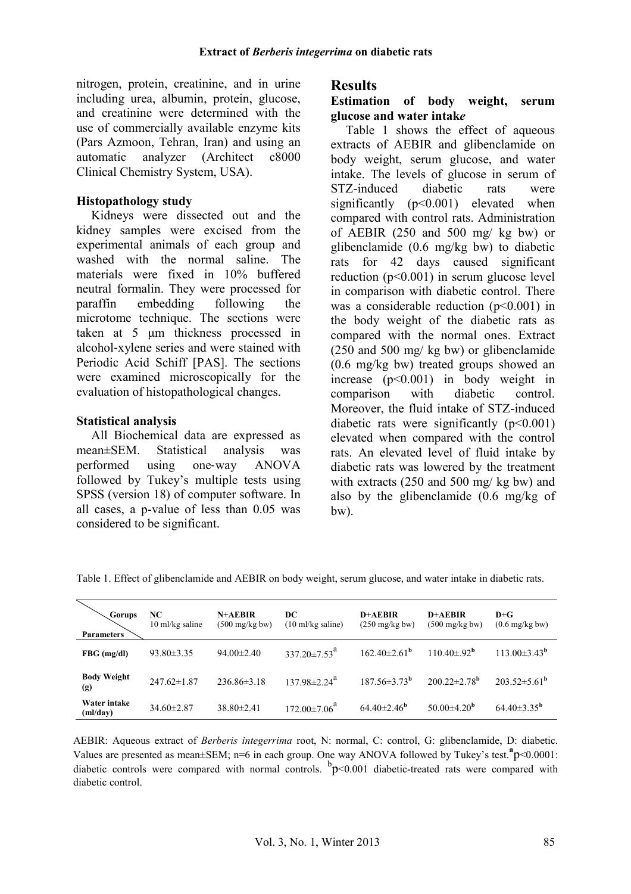nitrogen, protein, creatinine, and in urine including urea, albumin, protein, glucose, and creatinine were determined with the use of commercially available enzyme kits (Pars Azmoon, Tehran, Iran) and using an automatic analyzer (Architect c8000 Clinical Chemistry System, USA).

### Histopathology study

Kidneys were dissected out and the kidney samples were excised from the experimental animals of each group and washed with the normal saline. The materials were fixed in 10% buffered neutral formalin. They were processed for paraffin embedding following the microtome technique. The sections were taken at 5 μm thickness processed in alcohol-xylene series and were stained with Periodic Acid Schiff [PAS]. The sections were examined microscopically for the evaluation of histopathological changes.

### Statistical analysis

All Biochemical data are expressed as mean±SEM. Statistical analysis was performed using one-way ANOVA followed by Tukey's multiple tests using SPSS (version 18) of computer software. In all cases, a p-value of less than 0.05 was considered to be significant.

## Results

### Estimation of body weight, serum glucose and water intak*e*

Table 1 shows the effect of aqueous extracts of AEBIR and glibenclamide on body weight, serum glucose, and water intake. The levels of glucose in serum of STZ-induced diabetic rats were significantly ($p<0.001$) elevated when compared with control rats. Administration of AEBIR (250 and 500 mg/ kg bw) or glibenclamide (0.6 mg/kg bw) to diabetic rats for 42 days caused significant reduction ($p<0.001$) in serum glucose level in comparison with diabetic control. There was a considerable reduction ($p<0.001$) in the body weight of the diabetic rats as compared with the normal ones. Extract (250 and 500 mg/ kg bw) or glibenclamide (0.6 mg/kg bw) treated groups showed an increase ($p<0.001$) in body weight in comparison with diabetic control. Moreover, the fluid intake of STZ-induced diabetic rats were significantly ($p<0.001$) elevated when compared with the control rats. An elevated level of fluid intake by diabetic rats was lowered by the treatment with extracts (250 and 500 mg/ kg bw) and also by the glibenclamide (0.6 mg/kg of bw).

Table 1. Effect of glibenclamide and AEBIR on body weight, serum glucose, and water intake in diabetic rats.

| Gorups / Parameters | NC 10 ml/kg saline | N+AEBIR (500 mg/kg bw) | DC (10 ml/kg saline) | D+AEBIR (250 mg/kg bw) | D+AEBIR (500 mg/kg bw) | D+G (0.6 mg/kg bw) |
|---|---|---|---|---|---|---|
| **FBG (mg/dl)** | 93.80±3.35 | 94.00±2.40 | 337.20±7.53[a] | 162.40±2.61[b] | 110.40±.92[b] | 113.00±3.43[b] |
| **Body Weight (g)** | 247.62±1.87 | 236.86±3.18 | 137.98±2.24[a] | 187.56±3.73[b] | 200.22±2.78[b] | 203.52±5.61[b] |
| **Water intake (ml/day)** | 34.60±2.87 | 38.80±2.41 | 172.00±7.06[a] | 64.40±2.46[b] | 50.00±4.20[b] | 64.40±3.35[b] |

AEBIR: Aqueous extract of *Berberis integerrima* root, N: normal, C: control, G: glibenclamide, D: diabetic. Values are presented as mean±SEM; n=6 in each group. One way ANOVA followed by Tukey's test. [a]$p<0.0001$: diabetic controls were compared with normal controls. [b]$p<0.001$ diabetic-treated rats were compared with diabetic control.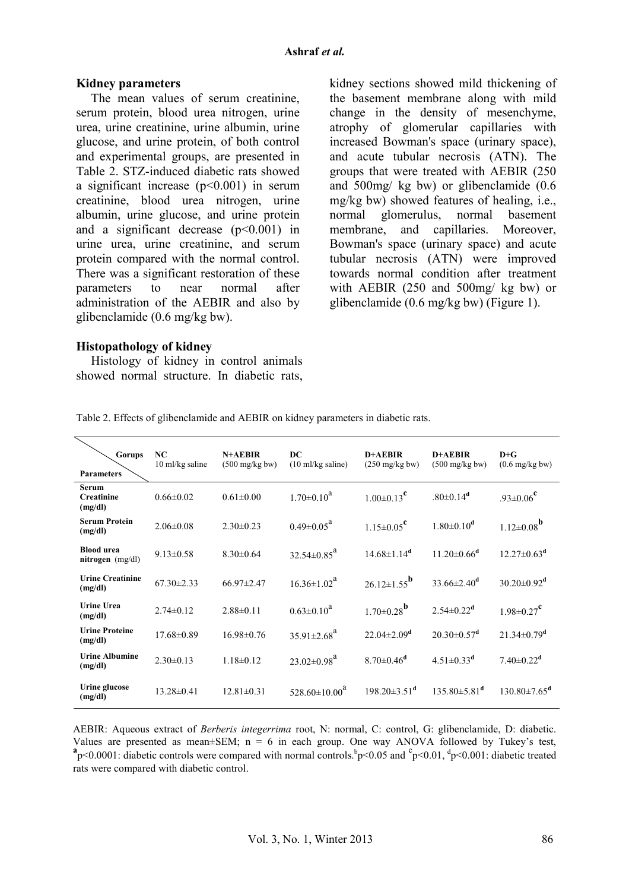### Kidney parameters

The mean values of serum creatinine, serum protein, blood urea nitrogen, urine urea, urine creatinine, urine albumin, urine glucose, and urine protein, of both control and experimental groups, are presented in Table 2. STZ-induced diabetic rats showed a significant increase ($p<0.001$) in serum creatinine, blood urea nitrogen, urine albumin, urine glucose, and urine protein and a significant decrease ($p<0.001$) in urine urea, urine creatinine, and serum protein compared with the normal control. There was a significant restoration of these parameters to near normal after administration of the AEBIR and also by glibenclamide (0.6 mg/kg bw).

### Histopathology of kidney

Histology of kidney in control animals showed normal structure. In diabetic rats, kidney sections showed mild thickening of the basement membrane along with mild change in the density of mesenchyme, atrophy of glomerular capillaries with increased Bowman's space (urinary space), and acute tubular necrosis (ATN). The groups that were treated with AEBIR (250 and 500mg/ kg bw) or glibenclamide (0.6 mg/kg bw) showed features of healing, i.e., normal glomerulus, normal basement membrane, and capillaries. Moreover, Bowman's space (urinary space) and acute tubular necrosis (ATN) were improved towards normal condition after treatment with AEBIR (250 and 500mg/ kg bw) or glibenclamide (0.6 mg/kg bw) (Figure 1).

Table 2. Effects of glibenclamide and AEBIR on kidney parameters in diabetic rats.

| Gorups / Parameters | NC 10 ml/kg saline | N+AEBIR (500 mg/kg bw) | DC (10 ml/kg saline) | D+AEBIR (250 mg/kg bw) | D+AEBIR (500 mg/kg bw) | D+G (0.6 mg/kg bw) |
|---|---|---|---|---|---|---|
| **Serum Creatinine (mg/dl)** | 0.66±0.02 | 0.61±0.00 | 1.70±0.10[a] | 1.00±0.13[c] | .80±0.14[d] | .93±0.06[c] |
| **Serum Protein (mg/dl)** | 2.06±0.08 | 2.30±0.23 | 0.49±0.05[a] | 1.15±0.05[c] | 1.80±0.10[d] | 1.12±0.08[b] |
| **Blood urea nitrogen** (mg/dl) | 9.13±0.58 | 8.30±0.64 | 32.54±0.85[a] | 14.68±1.14[d] | 11.20±0.66[d] | 12.27±0.63[d] |
| **Urine Creatinine (mg/dl)** | 67.30±2.33 | 66.97±2.47 | 16.36±1.02[a] | 26.12±1.55[b] | 33.66±2.40[d] | 30.20±0.92[d] |
| **Urine Urea (mg/dl)** | 2.74±0.12 | 2.88±0.11 | 0.63±0.10[a] | 1.70±0.28[b] | 2.54±0.22[d] | 1.98±0.27[c] |
| **Urine Proteine (mg/dl)** | 17.68±0.89 | 16.98±0.76 | 35.91±2.68[a] | 22.04±2.09[d] | 20.30±0.57[d] | 21.34±0.79[d] |
| **Urine Albumine (mg/dl)** | 2.30±0.13 | 1.18±0.12 | 23.02±0.98[a] | 8.70±0.46[d] | 4.51±0.33[d] | 7.40±0.22[d] |
| **Urine glucose (mg/dl)** | 13.28±0.41 | 12.81±0.31 | 528.60±10.00[a] | 198.20±3.51[d] | 135.80±5.81[d] | 130.80±7.65[d] |

AEBIR: Aqueous extract of *Berberis integerrima* root, N: normal, C: control, G: glibenclamide, D: diabetic. Values are presented as mean±SEM; n = 6 in each group. One way ANOVA followed by Tukey's test, [a]$p<0.0001$: diabetic controls were compared with normal controls.[b]$p<0.05$ and [c]$p<0.01$, [d]$p<0.001$: diabetic treated rats were compared with diabetic control.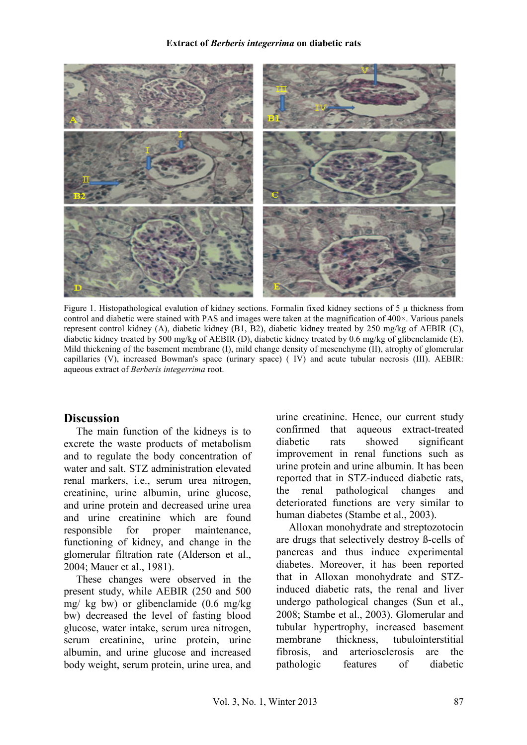Figure 1. Histopathological evalution of kidney sections. Formalin fixed kidney sections of 5 µ thickness from control and diabetic were stained with PAS and images were taken at the magnification of 400×. Various panels represent control kidney (A), diabetic kidney (B1, B2), diabetic kidney treated by 250 mg/kg of AEBIR (C), diabetic kidney treated by 500 mg/kg of AEBIR (D), diabetic kidney treated by 0.6 mg/kg of glibenclamide (E). Mild thickening of the basement membrane (I), mild change density of mesenchyme (II), atrophy of glomerular capillaries (V), increased Bowman's space (urinary space) ( IV) and acute tubular necrosis (III). AEBIR: aqueous extract of *Berberis integerrima* root.

## Discussion

The main function of the kidneys is to excrete the waste products of metabolism and to regulate the body concentration of water and salt. STZ administration elevated renal markers, i.e., serum urea nitrogen, creatinine, urine albumin, urine glucose, and urine protein and decreased urine urea and urine creatinine which are found responsible for proper maintenance, functioning of kidney, and change in the glomerular filtration rate (Alderson et al., 2004; Mauer et al., 1981).

These changes were observed in the present study, while AEBIR (250 and 500 mg/ kg bw) or glibenclamide (0.6 mg/kg bw) decreased the level of fasting blood glucose, water intake, serum urea nitrogen, serum creatinine, urine protein, urine albumin, and urine glucose and increased body weight, serum protein, urine urea, and urine creatinine. Hence, our current study confirmed that aqueous extract-treated diabetic rats showed significant improvement in renal functions such as urine protein and urine albumin. It has been reported that in STZ-induced diabetic rats, the renal pathological changes and deteriorated functions are very similar to human diabetes (Stambe et al., 2003).

Alloxan monohydrate and streptozotocin are drugs that selectively destroy ß-cells of pancreas and thus induce experimental diabetes. Moreover, it has been reported that in Alloxan monohydrate and STZ-induced diabetic rats, the renal and liver undergo pathological changes (Sun et al., 2008; Stambe et al., 2003). Glomerular and tubular hypertrophy, increased basement membrane thickness, tubulointerstitial fibrosis, and arteriosclerosis are the pathologic features of diabetic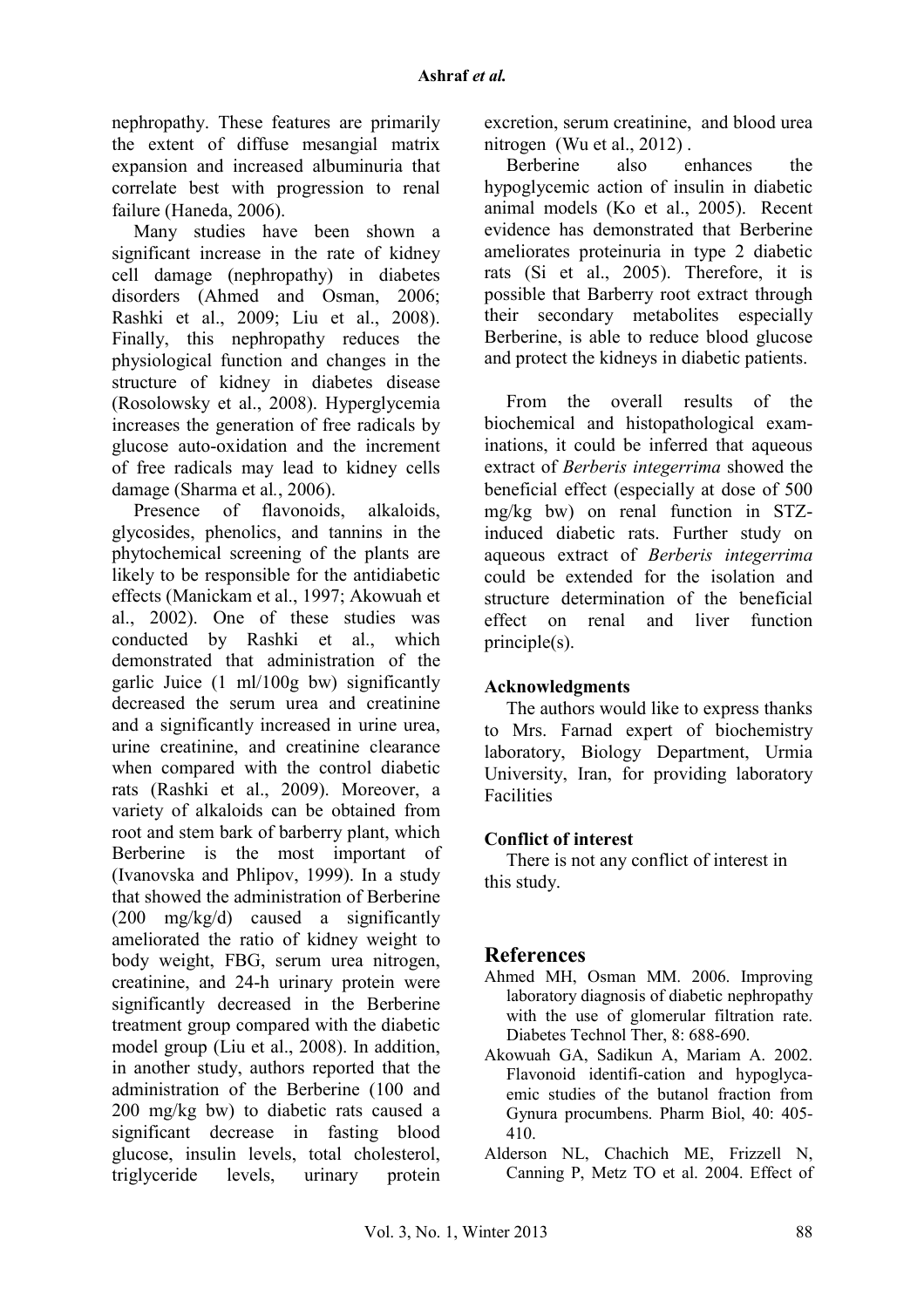nephropathy. These features are primarily the extent of diffuse mesangial matrix expansion and increased albuminuria that correlate best with progression to renal failure (Haneda, 2006).

Many studies have been shown a significant increase in the rate of kidney cell damage (nephropathy) in diabetes disorders (Ahmed and Osman, 2006; Rashki et al., 2009; Liu et al., 2008). Finally, this nephropathy reduces the physiological function and changes in the structure of kidney in diabetes disease (Rosolowsky et al., 2008). Hyperglycemia increases the generation of free radicals by glucose auto-oxidation and the increment of free radicals may lead to kidney cells damage (Sharma et al*.*, 2006).

Presence of flavonoids, alkaloids, glycosides, phenolics, and tannins in the phytochemical screening of the plants are likely to be responsible for the antidiabetic effects (Manickam et al., 1997; Akowuah et al., 2002). One of these studies was conducted by Rashki et al., which demonstrated that administration of the garlic Juice (1 ml/100g bw) significantly decreased the serum urea and creatinine and a significantly increased in urine urea, urine creatinine, and creatinine clearance when compared with the control diabetic rats (Rashki et al., 2009). Moreover, a variety of alkaloids can be obtained from root and stem bark of barberry plant, which Berberine is the most important of (Ivanovska and Phlipov, 1999). In a study that showed the administration of Berberine (200 mg/kg/d) caused a significantly ameliorated the ratio of kidney weight to body weight, FBG, serum urea nitrogen, creatinine, and 24-h urinary protein were significantly decreased in the Berberine treatment group compared with the diabetic model group (Liu et al., 2008). In addition, in another study, authors reported that the administration of the Berberine (100 and 200 mg/kg bw) to diabetic rats caused a significant decrease in fasting blood glucose, insulin levels, total cholesterol, triglyceride levels, urinary protein excretion, serum creatinine, and blood urea nitrogen (Wu et al., 2012) .

Berberine also enhances the hypoglycemic action of insulin in diabetic animal models (Ko et al., 2005). Recent evidence has demonstrated that Berberine ameliorates proteinuria in type 2 diabetic rats (Si et al., 2005). Therefore, it is possible that Barberry root extract through their secondary metabolites especially Berberine, is able to reduce blood glucose and protect the kidneys in diabetic patients.

From the overall results of the biochemical and histopathological examinations, it could be inferred that aqueous extract of *Berberis integerrima* showed the beneficial effect (especially at dose of 500 mg/kg bw) on renal function in STZ-induced diabetic rats. Further study on aqueous extract of *Berberis integerrima* could be extended for the isolation and structure determination of the beneficial effect on renal and liver function principle(s).

### Acknowledgments

The authors would like to express thanks to Mrs. Farnad expert of biochemistry laboratory, Biology Department, Urmia University, Iran, for providing laboratory Facilities

### Conflict of interest

There is not any conflict of interest in this study.

## References

Ahmed MH, Osman MM. 2006. Improving laboratory diagnosis of diabetic nephropathy with the use of glomerular filtration rate. Diabetes Technol Ther, 8: 688-690.

Akowuah GA, Sadikun A, Mariam A. 2002. Flavonoid identifi-cation and hypoglycaemic studies of the butanol fraction from Gynura procumbens. Pharm Biol, 40: 405-410.

Alderson NL, Chachich ME, Frizzell N, Canning P, Metz TO et al. 2004. Effect of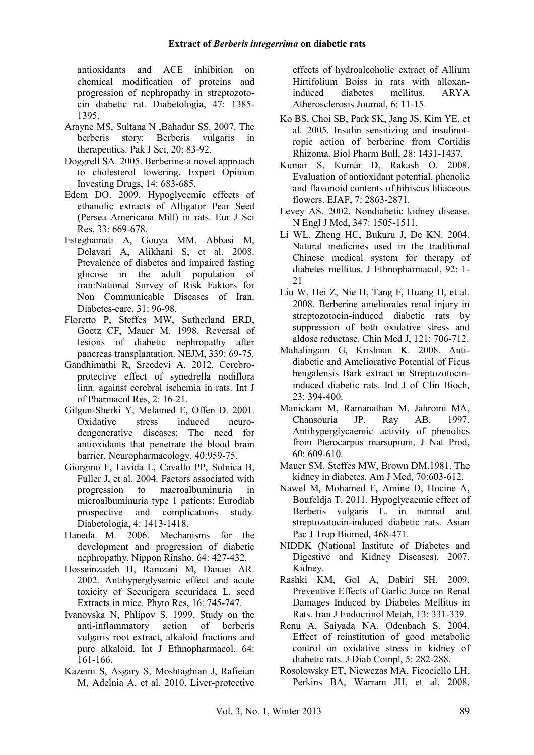antioxidants and ACE inhibition on chemical modification of proteins and progression of nephropathy in streptozotocin diabetic rat. Diabetologia, 47: 1385-1395.

Arayne MS, Sultana N ,Bahadur SS. 2007. The berberis story: Berberis vulgaris in therapeutics. Pak J Sci, 20: 83-92.

Doggrell SA. 2005. Berberine-a novel approach to cholesterol lowering. Expert Opinion Investing Drugs, 14: 683-685.

Edem DO. 2009. Hypoglycemic effects of ethanolic extracts of Alligator Pear Seed (Persea Americana Mill) in rats. Eur J Sci Res, 33: 669-678.

Esteghamati A, Gouya MM, Abbasi M, Delavari A, Alikhani S, et al. 2008. Ptevalence of diabetes and impaired fasting glucose in the adult population of iran:National Survey of Risk Faktors for Non Communicable Diseases of Iran. Diabetes-care, 31: 96-98.

Floretto P, Steffes MW, Sutherland ERD, Goetz CF, Mauer M. 1998. Reversal of lesions of diabetic nephropathy after pancreas transplantation. NEJM, 339: 69-75.

Gandhimathi R, Sreedevi A. 2012. Cerebroprotective effect of synedrella nodiflora linn. against cerebral ischemia in rats. Int J of Pharmacol Res, 2: 16-21.

Gilgun-Sherki Y, Melamed E, Offen D. 2001. Oxidative stress induced neurodengenerative diseases: The need for antioxidants that penetrate the blood brain barrier. Neuropharmacology, 40:959-75.

Giorgino F, Lavida L, Cavallo PP, Solnica B, Fuller J, et al. 2004. Factors associated with progression to macroalbuminuria in microalbuminuria type 1 patients: Eurodiab prospective and complications study. Diabetologia, 4: 1413-1418.

Haneda M. 2006. Mechanisms for the development and progression of diabetic nephropathy. Nippon Rinsho, 64: 427-432.

Hosseinzadeh H, Ramzani M, Danaei AR. 2002. Antihyperglysemic effect and acute toxicity of Securigera securidaca L. seed Extracts in mice. Phyto Res, 16: 745-747.

Ivanovska N, Phlipov S. 1999. Study on the anti-inflammatory action of berberis vulgaris root extract, alkaloid fractions and pure alkaloid. Int J Ethnopharmacol, 64: 161-166.

Kazemi S, Asgary S, Moshtaghian J, Rafieian M, Adelnia A, et al. 2010. Liver-protective effects of hydroalcoholic extract of Allium Hirtifolium Boiss in rats with alloxan-induced diabetes mellitus. ARYA Atherosclerosis Journal, 6: 11-15.

Ko BS, Choi SB, Park SK, Jang JS, Kim YE, et al. 2005. Insulin sensitizing and insulinotropic action of berberine from Cortidis Rhizoma. Biol Pharm Bull, 28: 1431-1437.

Kumar S, Kumar D, Rakash O. 2008. Evaluation of antioxidant potential, phenolic and flavonoid contents of hibiscus liliaceous flowers. EJAF, 7: 2863-2871.

Levey AS. 2002. Nondiabetic kidney disease. N Engl J Med, 347: 1505-1511.

Li WL, Zheng HC, Bukuru J, De KN. 2004. Natural medicines used in the traditional Chinese medical system for therapy of diabetes mellitus. J Ethnopharmacol, 92: 1-21

Liu W, Hei Z, Nie H, Tang F, Huang H, et al. 2008. Berberine ameliorates renal injury in streptozotocin-induced diabetic rats by suppression of both oxidative stress and aldose reductase. Chin Med J, 121: 706-712.

Mahalingam G, Krishnan K. 2008. Anti-diabetic and Ameliorative Potential of Ficus bengalensis Bark extract in Streptozotocin-induced diabetic rats. Ind J of Clin Bioch*,* 23: 394-400.

Manickam M, Ramanathan M, Jahromi MA, Chansouria JP, Ray AB. 1997. Antihyperglycaemic activity of phenolics from Pterocarpus marsupium, J Nat Prod, 60: 609-610.

Mauer SM, Steffes MW, Brown DM.1981. The kidney in diabetes. Am J Med, 70:603-612.

Nawel M, Mohamed E, Amine D, Hocine A, Boufeldja T. 2011. Hypoglycaemic effect of Berberis vulgaris L. in normal and streptozotocin-induced diabetic rats. Asian Pac J Trop Biomed, 468-471.

NIDDK (National Institute of Diabetes and Digestive and Kidney Diseases). 2007. Kidney.

Rashki KM, Gol A, Dabiri SH. 2009. Preventive Effects of Garlic Juice on Renal Damages Induced by Diabetes Mellitus in Rats. Iran J Endocrinol Metab, 13: 331-339.

Renu A, Saiyada NA, Odenbach S. 2004. Effect of reinstitution of good metabolic control on oxidative stress in kidney of diabetic rats. J Diab Compl, 5: 282-288.

Rosolowsky ET, Niewczas MA, Ficociello LH, Perkins BA, Warram JH, et al. 2008.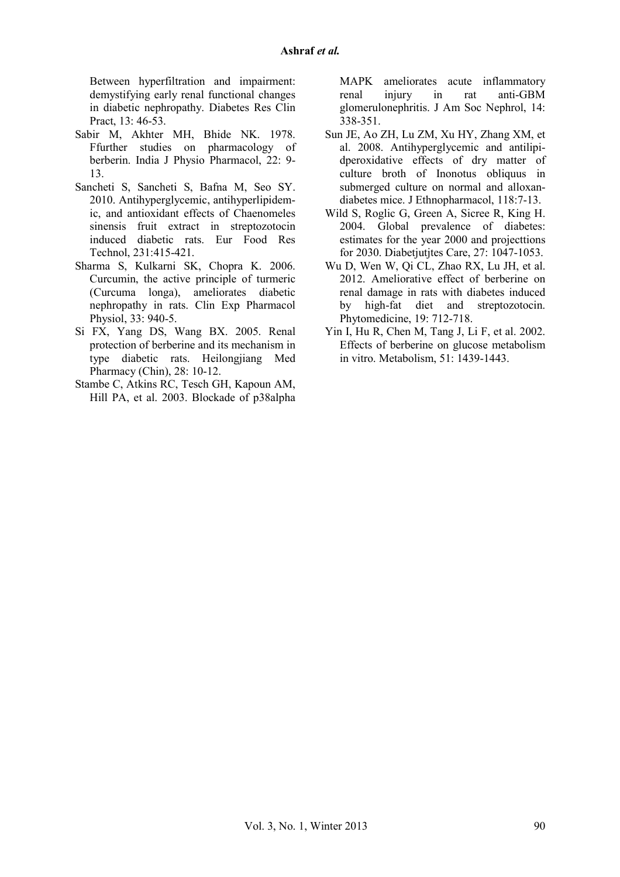Between hyperfiltration and impairment: demystifying early renal functional changes in diabetic nephropathy. Diabetes Res Clin Pract, 13: 46-53.

Sabir M, Akhter MH, Bhide NK. 1978. Ffurther studies on pharmacology of berberin. India J Physio Pharmacol, 22: 9-13.

Sancheti S, Sancheti S, Bafna M, Seo SY. 2010. Antihyperglycemic, antihyperlipidemic, and antioxidant effects of Chaenomeles sinensis fruit extract in streptozotocin induced diabetic rats. Eur Food Res Technol, 231:415-421.

Sharma S, Kulkarni SK, Chopra K. 2006. Curcumin, the active principle of turmeric (Curcuma longa), ameliorates diabetic nephropathy in rats. Clin Exp Pharmacol Physiol, 33: 940-5.

Si FX, Yang DS, Wang BX. 2005. Renal protection of berberine and its mechanism in type diabetic rats. Heilongjiang Med Pharmacy (Chin), 28: 10-12.

Stambe C, Atkins RC, Tesch GH, Kapoun AM, Hill PA, et al. 2003. Blockade of p38alpha MAPK ameliorates acute inflammatory renal injury in rat anti-GBM glomerulonephritis. J Am Soc Nephrol, 14: 338-351.

Sun JE, Ao ZH, Lu ZM, Xu HY, Zhang XM, et al. 2008. Antihyperglycemic and antilipidperoxidative effects of dry matter of culture broth of Inonotus obliquus in submerged culture on normal and alloxan-diabetes mice. J Ethnopharmacol, 118:7-13.

Wild S, Roglic G, Green A, Sicree R, King H. 2004. Global prevalence of diabetes: estimates for the year 2000 and projecttions for 2030. Diabetjutjtes Care, 27: 1047-1053.

Wu D, Wen W, Qi CL, Zhao RX, Lu JH, et al. 2012. Ameliorative effect of berberine on renal damage in rats with diabetes induced by high-fat diet and streptozotocin. Phytomedicine, 19: 712-718.

Yin I, Hu R, Chen M, Tang J, Li F, et al. 2002. Effects of berberine on glucose metabolism in vitro. Metabolism, 51: 1439-1443.